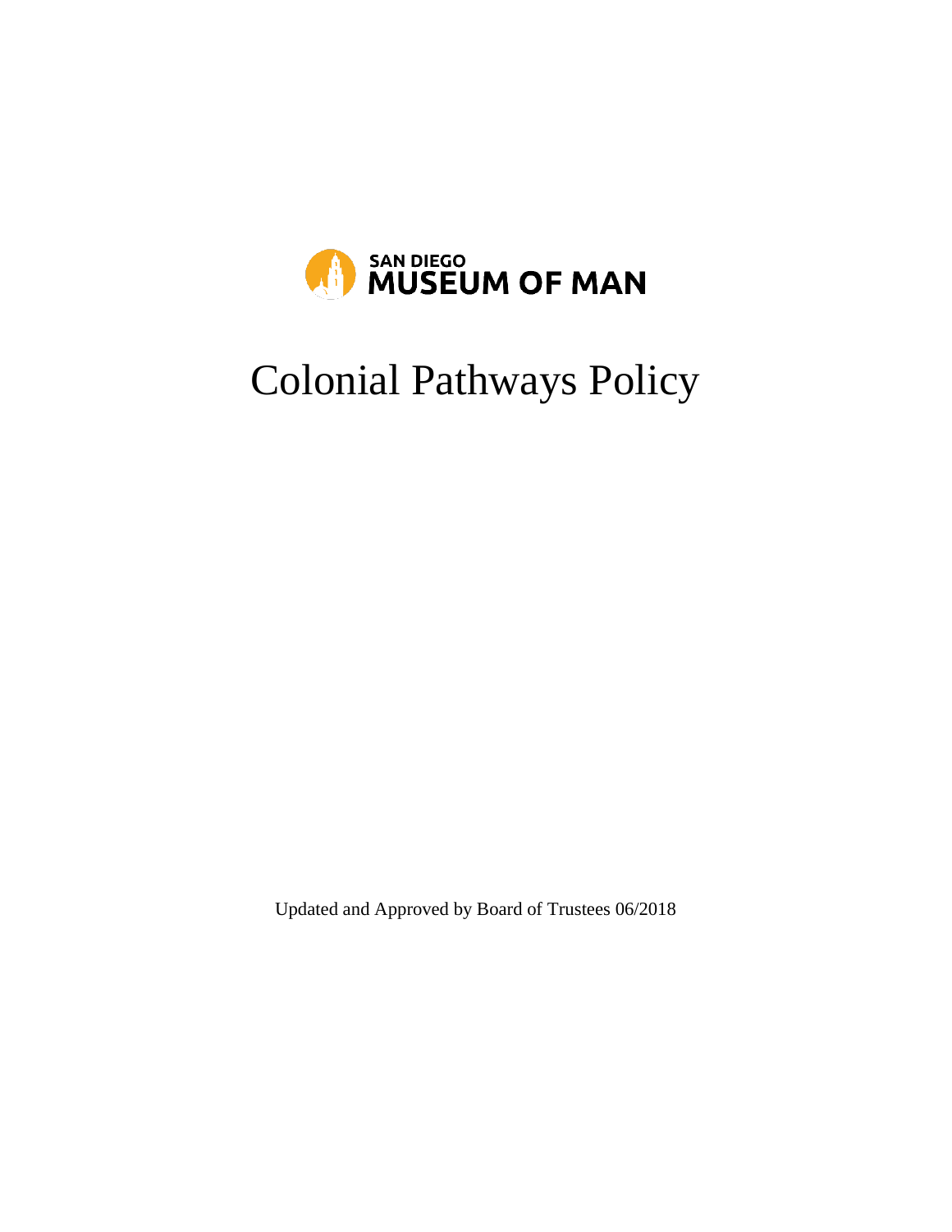SAN DIEGO
MUSEUM OF MAN

# Colonial Pathways Policy

Updated and Approved by Board of Trustees 06/2018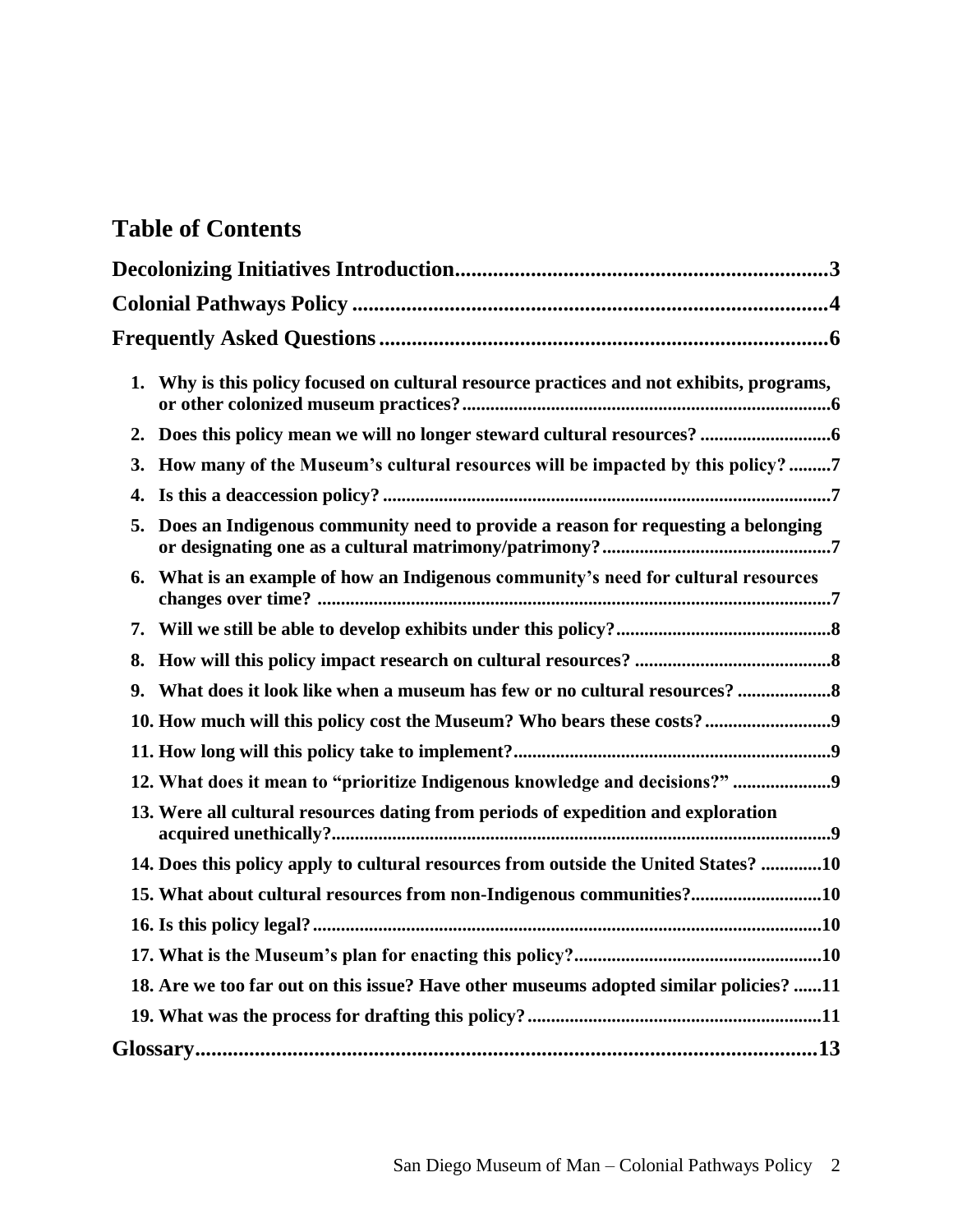# Table of Contents

**Decolonizing Initiatives Introduction** .......... 3

**Colonial Pathways Policy** .......... 4

**Frequently Asked Questions** .......... 6

1. **Why is this policy focused on cultural resource practices and not exhibits, programs, or other colonized museum practices?** .......... 6
2. **Does this policy mean we will no longer steward cultural resources?** .......... 6
3. **How many of the Museum's cultural resources will be impacted by this policy?** .......... 7
4. **Is this a deaccession policy?** .......... 7
5. **Does an Indigenous community need to provide a reason for requesting a belonging or designating one as a cultural matrimony/patrimony?** .......... 7
6. **What is an example of how an Indigenous community's need for cultural resources changes over time?** .......... 7
7. **Will we still be able to develop exhibits under this policy?** .......... 8
8. **How will this policy impact research on cultural resources?** .......... 8
9. **What does it look like when a museum has few or no cultural resources?** .......... 8
10. **How much will this policy cost the Museum? Who bears these costs?** .......... 9
11. **How long will this policy take to implement?** .......... 9
12. **What does it mean to "prioritize Indigenous knowledge and decisions?"** .......... 9
13. **Were all cultural resources dating from periods of expedition and exploration acquired unethically?** .......... 9
14. **Does this policy apply to cultural resources from outside the United States?** .......... 10
15. **What about cultural resources from non-Indigenous communities?** .......... 10
16. **Is this policy legal?** .......... 10
17. **What is the Museum's plan for enacting this policy?** .......... 10
18. **Are we too far out on this issue? Have other museums adopted similar policies?** .......... 11
19. **What was the process for drafting this policy?** .......... 11

**Glossary** .......... 13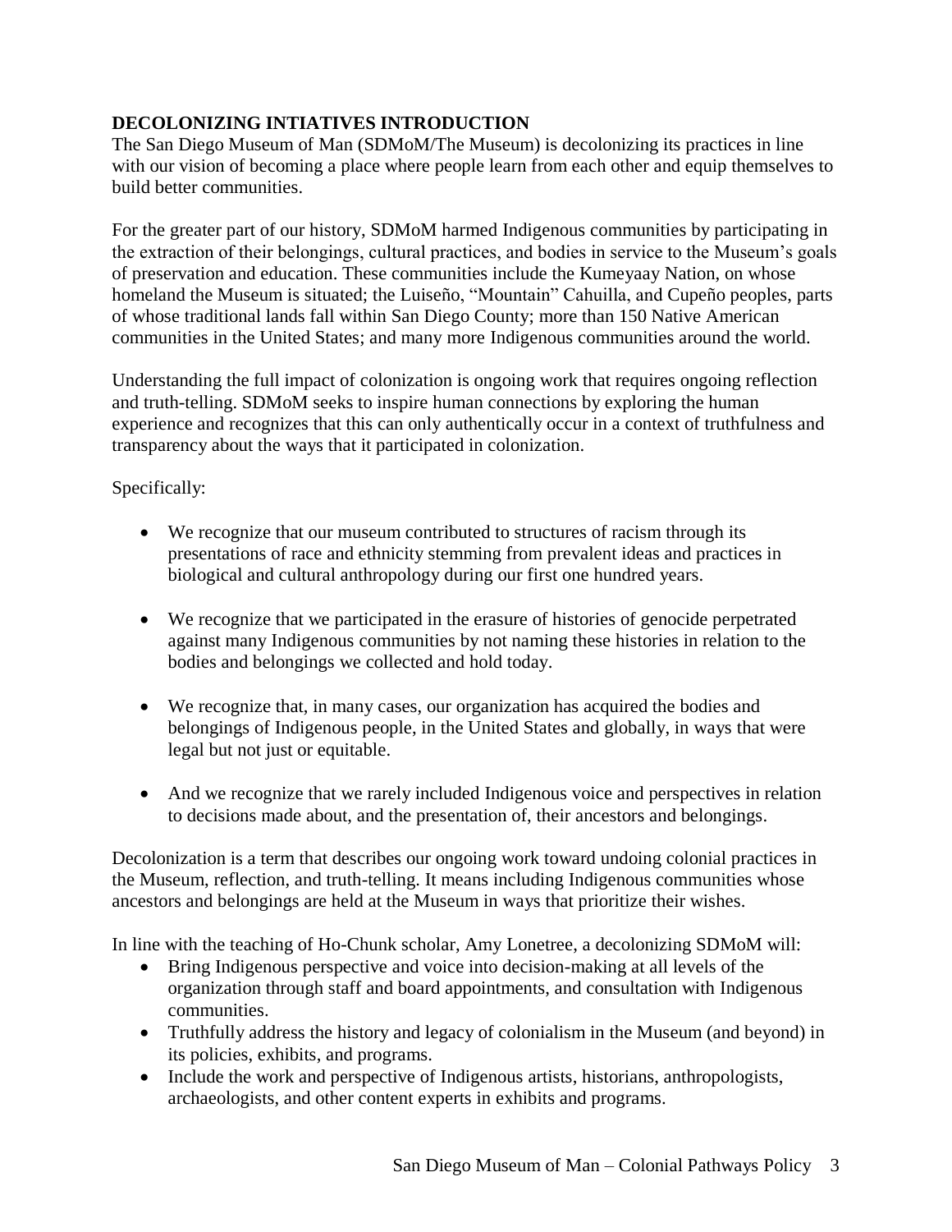## DECOLONIZING INTIATIVES INTRODUCTION

The San Diego Museum of Man (SDMoM/The Museum) is decolonizing its practices in line with our vision of becoming a place where people learn from each other and equip themselves to build better communities.

For the greater part of our history, SDMoM harmed Indigenous communities by participating in the extraction of their belongings, cultural practices, and bodies in service to the Museum's goals of preservation and education. These communities include the Kumeyaay Nation, on whose homeland the Museum is situated; the Luiseño, "Mountain" Cahuilla, and Cupeño peoples, parts of whose traditional lands fall within San Diego County; more than 150 Native American communities in the United States; and many more Indigenous communities around the world.

Understanding the full impact of colonization is ongoing work that requires ongoing reflection and truth-telling. SDMoM seeks to inspire human connections by exploring the human experience and recognizes that this can only authentically occur in a context of truthfulness and transparency about the ways that it participated in colonization.

Specifically:

- We recognize that our museum contributed to structures of racism through its presentations of race and ethnicity stemming from prevalent ideas and practices in biological and cultural anthropology during our first one hundred years.
- We recognize that we participated in the erasure of histories of genocide perpetrated against many Indigenous communities by not naming these histories in relation to the bodies and belongings we collected and hold today.
- We recognize that, in many cases, our organization has acquired the bodies and belongings of Indigenous people, in the United States and globally, in ways that were legal but not just or equitable.
- And we recognize that we rarely included Indigenous voice and perspectives in relation to decisions made about, and the presentation of, their ancestors and belongings.

Decolonization is a term that describes our ongoing work toward undoing colonial practices in the Museum, reflection, and truth-telling. It means including Indigenous communities whose ancestors and belongings are held at the Museum in ways that prioritize their wishes.

In line with the teaching of Ho-Chunk scholar, Amy Lonetree, a decolonizing SDMoM will:

- Bring Indigenous perspective and voice into decision-making at all levels of the organization through staff and board appointments, and consultation with Indigenous communities.
- Truthfully address the history and legacy of colonialism in the Museum (and beyond) in its policies, exhibits, and programs.
- Include the work and perspective of Indigenous artists, historians, anthropologists, archaeologists, and other content experts in exhibits and programs.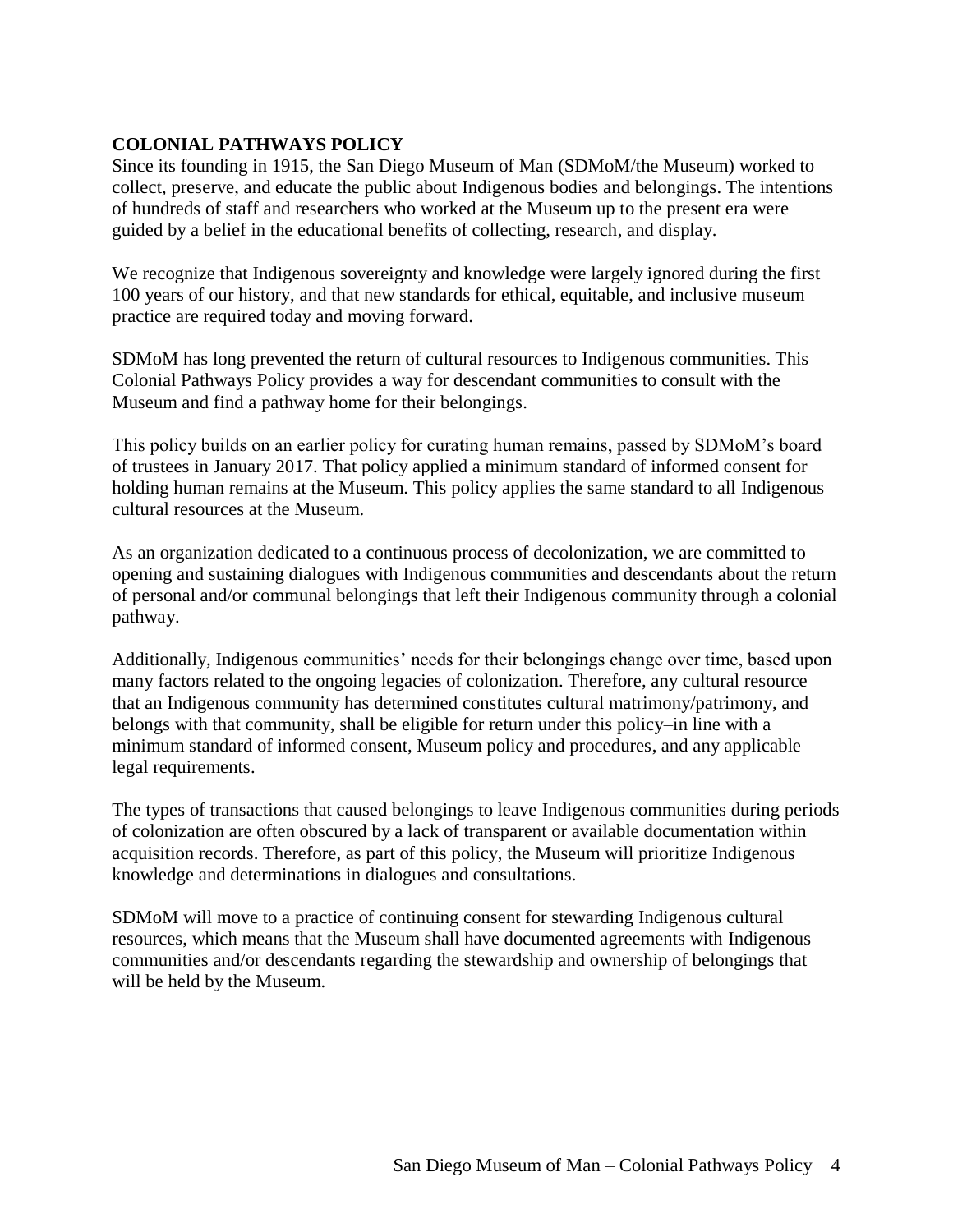## COLONIAL PATHWAYS POLICY

Since its founding in 1915, the San Diego Museum of Man (SDMoM/the Museum) worked to collect, preserve, and educate the public about Indigenous bodies and belongings. The intentions of hundreds of staff and researchers who worked at the Museum up to the present era were guided by a belief in the educational benefits of collecting, research, and display.

We recognize that Indigenous sovereignty and knowledge were largely ignored during the first 100 years of our history, and that new standards for ethical, equitable, and inclusive museum practice are required today and moving forward.

SDMoM has long prevented the return of cultural resources to Indigenous communities. This Colonial Pathways Policy provides a way for descendant communities to consult with the Museum and find a pathway home for their belongings.

This policy builds on an earlier policy for curating human remains, passed by SDMoM's board of trustees in January 2017. That policy applied a minimum standard of informed consent for holding human remains at the Museum. This policy applies the same standard to all Indigenous cultural resources at the Museum.

As an organization dedicated to a continuous process of decolonization, we are committed to opening and sustaining dialogues with Indigenous communities and descendants about the return of personal and/or communal belongings that left their Indigenous community through a colonial pathway.

Additionally, Indigenous communities' needs for their belongings change over time, based upon many factors related to the ongoing legacies of colonization. Therefore, any cultural resource that an Indigenous community has determined constitutes cultural matrimony/patrimony, and belongs with that community, shall be eligible for return under this policy–in line with a minimum standard of informed consent, Museum policy and procedures, and any applicable legal requirements.

The types of transactions that caused belongings to leave Indigenous communities during periods of colonization are often obscured by a lack of transparent or available documentation within acquisition records. Therefore, as part of this policy, the Museum will prioritize Indigenous knowledge and determinations in dialogues and consultations.

SDMoM will move to a practice of continuing consent for stewarding Indigenous cultural resources, which means that the Museum shall have documented agreements with Indigenous communities and/or descendants regarding the stewardship and ownership of belongings that will be held by the Museum.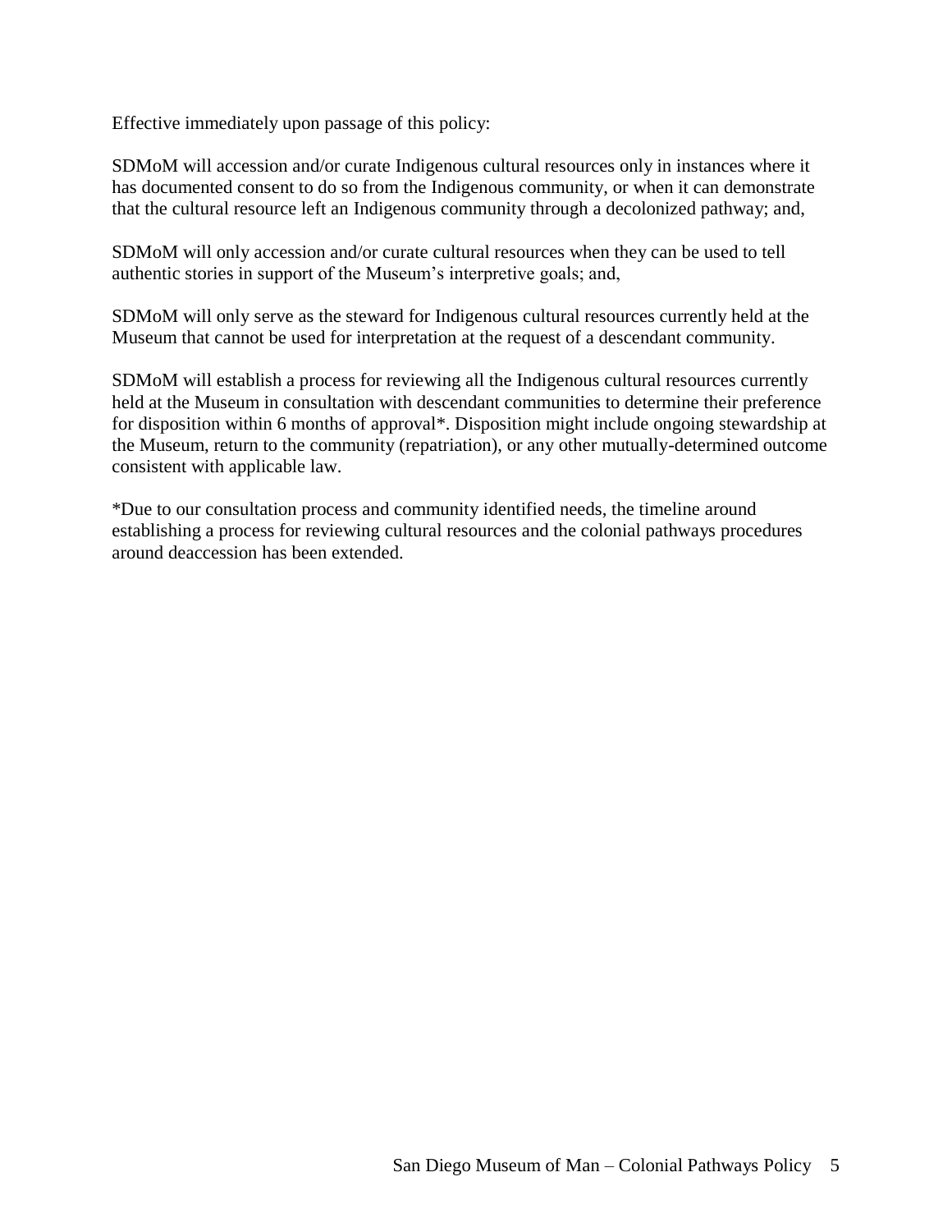Effective immediately upon passage of this policy:

SDMoM will accession and/or curate Indigenous cultural resources only in instances where it has documented consent to do so from the Indigenous community, or when it can demonstrate that the cultural resource left an Indigenous community through a decolonized pathway; and,

SDMoM will only accession and/or curate cultural resources when they can be used to tell authentic stories in support of the Museum's interpretive goals; and,

SDMoM will only serve as the steward for Indigenous cultural resources currently held at the Museum that cannot be used for interpretation at the request of a descendant community.

SDMoM will establish a process for reviewing all the Indigenous cultural resources currently held at the Museum in consultation with descendant communities to determine their preference for disposition within 6 months of approval*. Disposition might include ongoing stewardship at the Museum, return to the community (repatriation), or any other mutually-determined outcome consistent with applicable law.

*Due to our consultation process and community identified needs, the timeline around establishing a process for reviewing cultural resources and the colonial pathways procedures around deaccession has been extended.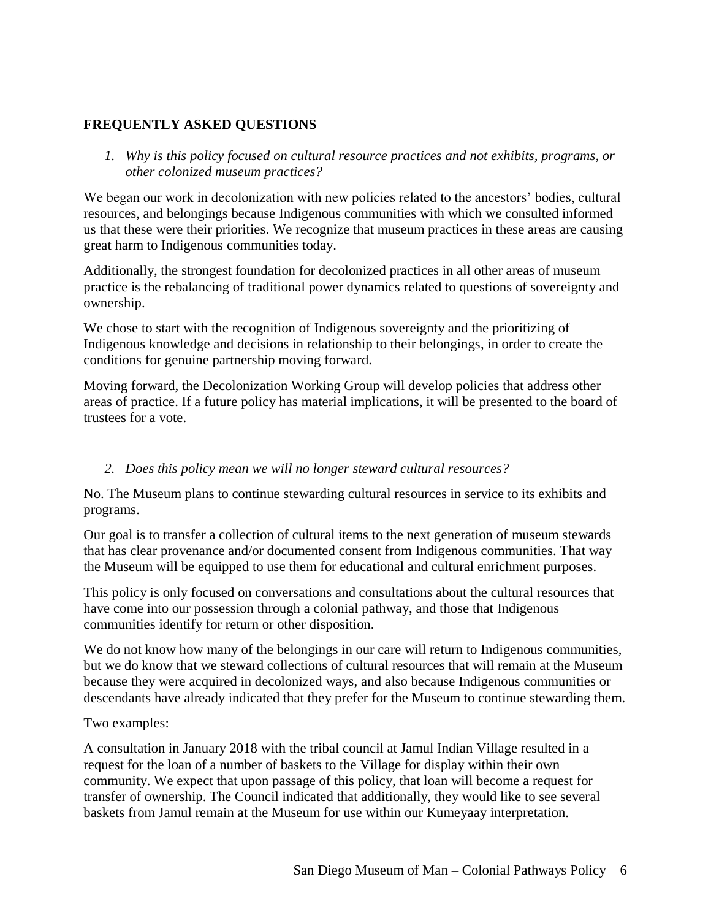## FREQUENTLY ASKED QUESTIONS

1. *Why is this policy focused on cultural resource practices and not exhibits, programs, or other colonized museum practices?*

We began our work in decolonization with new policies related to the ancestors' bodies, cultural resources, and belongings because Indigenous communities with which we consulted informed us that these were their priorities. We recognize that museum practices in these areas are causing great harm to Indigenous communities today.

Additionally, the strongest foundation for decolonized practices in all other areas of museum practice is the rebalancing of traditional power dynamics related to questions of sovereignty and ownership.

We chose to start with the recognition of Indigenous sovereignty and the prioritizing of Indigenous knowledge and decisions in relationship to their belongings, in order to create the conditions for genuine partnership moving forward.

Moving forward, the Decolonization Working Group will develop policies that address other areas of practice. If a future policy has material implications, it will be presented to the board of trustees for a vote.

2. *Does this policy mean we will no longer steward cultural resources?*

No. The Museum plans to continue stewarding cultural resources in service to its exhibits and programs.

Our goal is to transfer a collection of cultural items to the next generation of museum stewards that has clear provenance and/or documented consent from Indigenous communities. That way the Museum will be equipped to use them for educational and cultural enrichment purposes.

This policy is only focused on conversations and consultations about the cultural resources that have come into our possession through a colonial pathway, and those that Indigenous communities identify for return or other disposition.

We do not know how many of the belongings in our care will return to Indigenous communities, but we do know that we steward collections of cultural resources that will remain at the Museum because they were acquired in decolonized ways, and also because Indigenous communities or descendants have already indicated that they prefer for the Museum to continue stewarding them.

Two examples:

A consultation in January 2018 with the tribal council at Jamul Indian Village resulted in a request for the loan of a number of baskets to the Village for display within their own community. We expect that upon passage of this policy, that loan will become a request for transfer of ownership. The Council indicated that additionally, they would like to see several baskets from Jamul remain at the Museum for use within our Kumeyaay interpretation.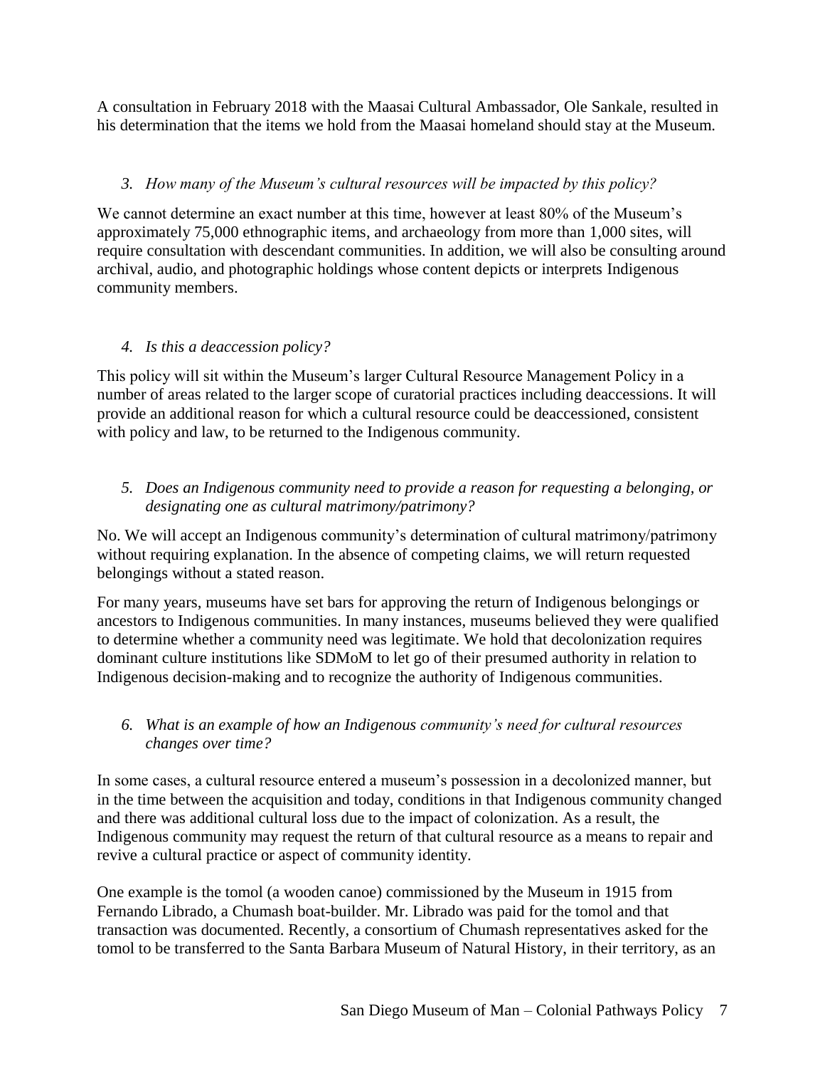A consultation in February 2018 with the Maasai Cultural Ambassador, Ole Sankale, resulted in his determination that the items we hold from the Maasai homeland should stay at the Museum.

*3. How many of the Museum's cultural resources will be impacted by this policy?*

We cannot determine an exact number at this time, however at least 80% of the Museum's approximately 75,000 ethnographic items, and archaeology from more than 1,000 sites, will require consultation with descendant communities. In addition, we will also be consulting around archival, audio, and photographic holdings whose content depicts or interprets Indigenous community members.

*4. Is this a deaccession policy?*

This policy will sit within the Museum's larger Cultural Resource Management Policy in a number of areas related to the larger scope of curatorial practices including deaccessions. It will provide an additional reason for which a cultural resource could be deaccessioned, consistent with policy and law, to be returned to the Indigenous community.

*5. Does an Indigenous community need to provide a reason for requesting a belonging, or designating one as cultural matrimony/patrimony?*

No. We will accept an Indigenous community's determination of cultural matrimony/patrimony without requiring explanation. In the absence of competing claims, we will return requested belongings without a stated reason.

For many years, museums have set bars for approving the return of Indigenous belongings or ancestors to Indigenous communities. In many instances, museums believed they were qualified to determine whether a community need was legitimate. We hold that decolonization requires dominant culture institutions like SDMoM to let go of their presumed authority in relation to Indigenous decision-making and to recognize the authority of Indigenous communities.

*6. What is an example of how an Indigenous community's need for cultural resources changes over time?*

In some cases, a cultural resource entered a museum's possession in a decolonized manner, but in the time between the acquisition and today, conditions in that Indigenous community changed and there was additional cultural loss due to the impact of colonization. As a result, the Indigenous community may request the return of that cultural resource as a means to repair and revive a cultural practice or aspect of community identity.

One example is the tomol (a wooden canoe) commissioned by the Museum in 1915 from Fernando Librado, a Chumash boat-builder. Mr. Librado was paid for the tomol and that transaction was documented. Recently, a consortium of Chumash representatives asked for the tomol to be transferred to the Santa Barbara Museum of Natural History, in their territory, as an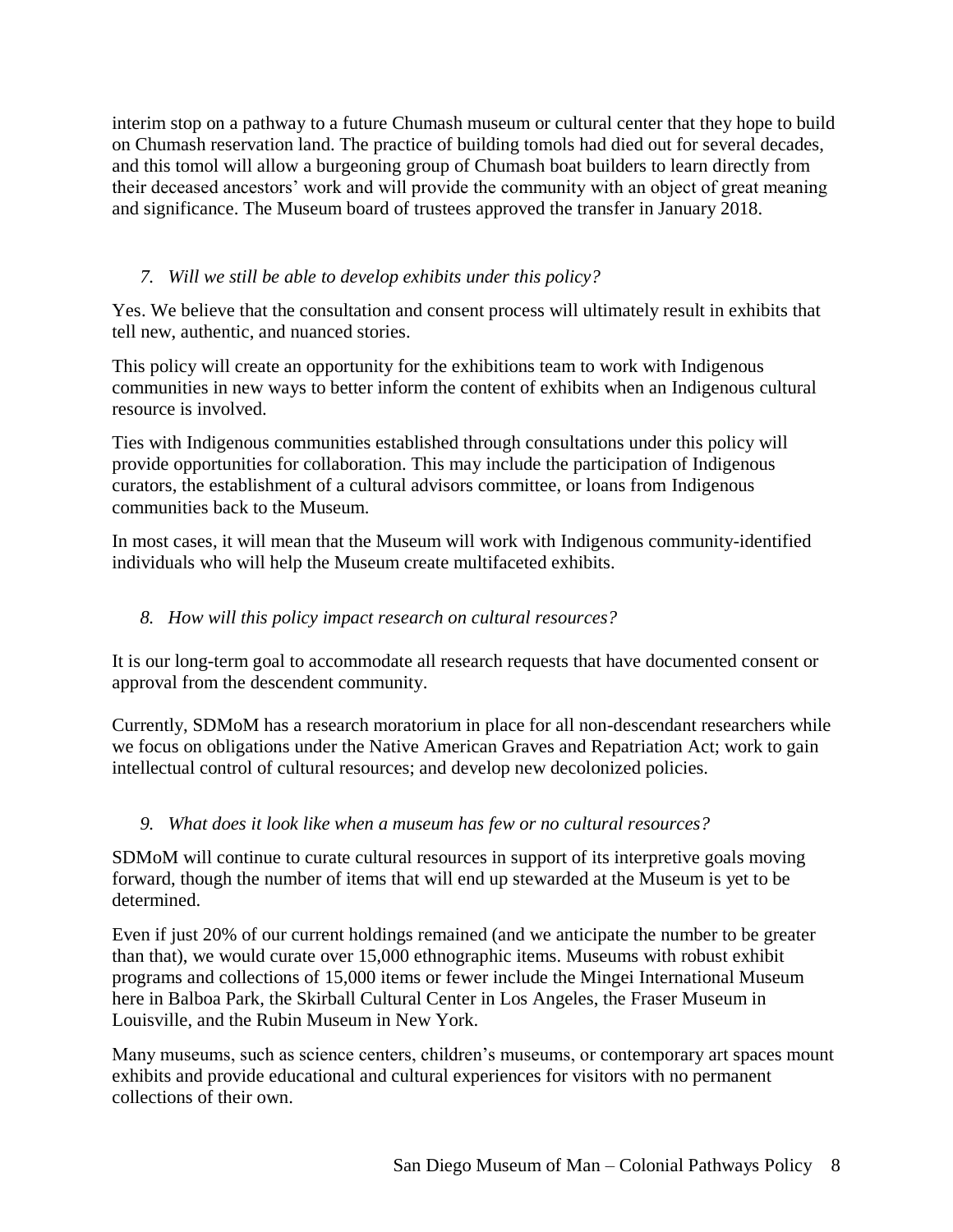interim stop on a pathway to a future Chumash museum or cultural center that they hope to build on Chumash reservation land. The practice of building tomols had died out for several decades, and this tomol will allow a burgeoning group of Chumash boat builders to learn directly from their deceased ancestors' work and will provide the community with an object of great meaning and significance. The Museum board of trustees approved the transfer in January 2018.

*7. Will we still be able to develop exhibits under this policy?*

Yes. We believe that the consultation and consent process will ultimately result in exhibits that tell new, authentic, and nuanced stories.

This policy will create an opportunity for the exhibitions team to work with Indigenous communities in new ways to better inform the content of exhibits when an Indigenous cultural resource is involved.

Ties with Indigenous communities established through consultations under this policy will provide opportunities for collaboration. This may include the participation of Indigenous curators, the establishment of a cultural advisors committee, or loans from Indigenous communities back to the Museum.

In most cases, it will mean that the Museum will work with Indigenous community-identified individuals who will help the Museum create multifaceted exhibits.

*8. How will this policy impact research on cultural resources?*

It is our long-term goal to accommodate all research requests that have documented consent or approval from the descendent community.

Currently, SDMoM has a research moratorium in place for all non-descendant researchers while we focus on obligations under the Native American Graves and Repatriation Act; work to gain intellectual control of cultural resources; and develop new decolonized policies.

*9. What does it look like when a museum has few or no cultural resources?*

SDMoM will continue to curate cultural resources in support of its interpretive goals moving forward, though the number of items that will end up stewarded at the Museum is yet to be determined.

Even if just 20% of our current holdings remained (and we anticipate the number to be greater than that), we would curate over 15,000 ethnographic items. Museums with robust exhibit programs and collections of 15,000 items or fewer include the Mingei International Museum here in Balboa Park, the Skirball Cultural Center in Los Angeles, the Fraser Museum in Louisville, and the Rubin Museum in New York.

Many museums, such as science centers, children's museums, or contemporary art spaces mount exhibits and provide educational and cultural experiences for visitors with no permanent collections of their own.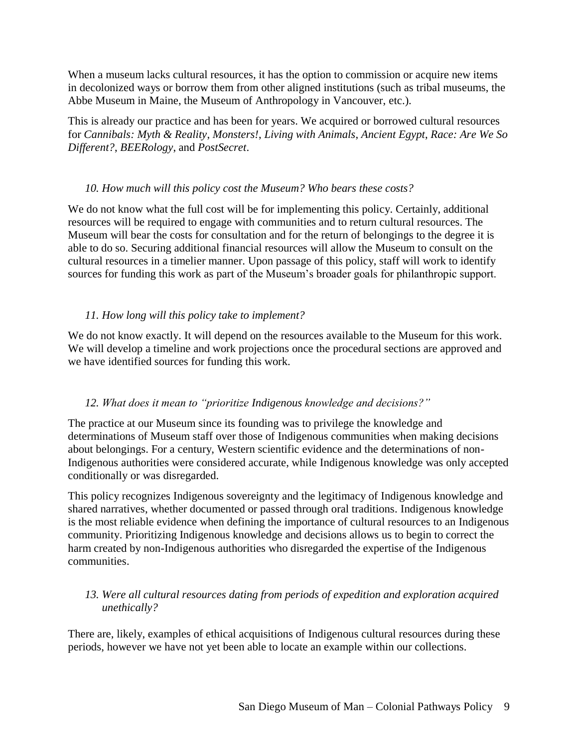When a museum lacks cultural resources, it has the option to commission or acquire new items in decolonized ways or borrow them from other aligned institutions (such as tribal museums, the Abbe Museum in Maine, the Museum of Anthropology in Vancouver, etc.).

This is already our practice and has been for years. We acquired or borrowed cultural resources for *Cannibals: Myth & Reality*, *Monsters!*, *Living with Animals*, *Ancient Egypt*, *Race: Are We So Different?*, *BEERology*, and *PostSecret*.

*10. How much will this policy cost the Museum? Who bears these costs?*

We do not know what the full cost will be for implementing this policy. Certainly, additional resources will be required to engage with communities and to return cultural resources. The Museum will bear the costs for consultation and for the return of belongings to the degree it is able to do so. Securing additional financial resources will allow the Museum to consult on the cultural resources in a timelier manner. Upon passage of this policy, staff will work to identify sources for funding this work as part of the Museum's broader goals for philanthropic support.

*11. How long will this policy take to implement?*

We do not know exactly. It will depend on the resources available to the Museum for this work. We will develop a timeline and work projections once the procedural sections are approved and we have identified sources for funding this work.

*12. What does it mean to "prioritize Indigenous knowledge and decisions?"*

The practice at our Museum since its founding was to privilege the knowledge and determinations of Museum staff over those of Indigenous communities when making decisions about belongings. For a century, Western scientific evidence and the determinations of non-Indigenous authorities were considered accurate, while Indigenous knowledge was only accepted conditionally or was disregarded.

This policy recognizes Indigenous sovereignty and the legitimacy of Indigenous knowledge and shared narratives, whether documented or passed through oral traditions. Indigenous knowledge is the most reliable evidence when defining the importance of cultural resources to an Indigenous community. Prioritizing Indigenous knowledge and decisions allows us to begin to correct the harm created by non-Indigenous authorities who disregarded the expertise of the Indigenous communities.

*13. Were all cultural resources dating from periods of expedition and exploration acquired unethically?*

There are, likely, examples of ethical acquisitions of Indigenous cultural resources during these periods, however we have not yet been able to locate an example within our collections.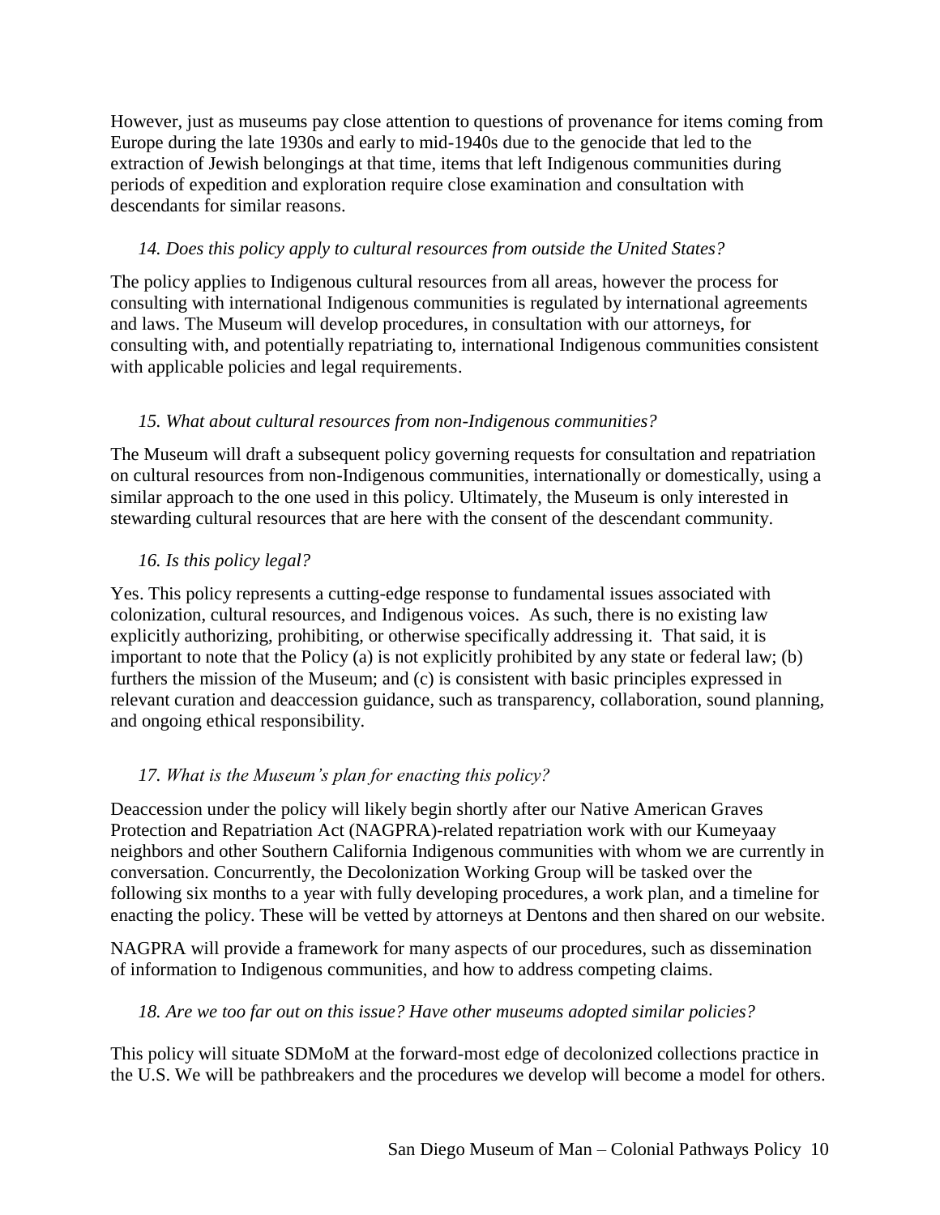However, just as museums pay close attention to questions of provenance for items coming from Europe during the late 1930s and early to mid-1940s due to the genocide that led to the extraction of Jewish belongings at that time, items that left Indigenous communities during periods of expedition and exploration require close examination and consultation with descendants for similar reasons.

*14. Does this policy apply to cultural resources from outside the United States?*

The policy applies to Indigenous cultural resources from all areas, however the process for consulting with international Indigenous communities is regulated by international agreements and laws. The Museum will develop procedures, in consultation with our attorneys, for consulting with, and potentially repatriating to, international Indigenous communities consistent with applicable policies and legal requirements.

*15. What about cultural resources from non-Indigenous communities?*

The Museum will draft a subsequent policy governing requests for consultation and repatriation on cultural resources from non-Indigenous communities, internationally or domestically, using a similar approach to the one used in this policy. Ultimately, the Museum is only interested in stewarding cultural resources that are here with the consent of the descendant community.

*16. Is this policy legal?*

Yes. This policy represents a cutting-edge response to fundamental issues associated with colonization, cultural resources, and Indigenous voices. As such, there is no existing law explicitly authorizing, prohibiting, or otherwise specifically addressing it. That said, it is important to note that the Policy (a) is not explicitly prohibited by any state or federal law; (b) furthers the mission of the Museum; and (c) is consistent with basic principles expressed in relevant curation and deaccession guidance, such as transparency, collaboration, sound planning, and ongoing ethical responsibility.

*17. What is the Museum's plan for enacting this policy?*

Deaccession under the policy will likely begin shortly after our Native American Graves Protection and Repatriation Act (NAGPRA)-related repatriation work with our Kumeyaay neighbors and other Southern California Indigenous communities with whom we are currently in conversation. Concurrently, the Decolonization Working Group will be tasked over the following six months to a year with fully developing procedures, a work plan, and a timeline for enacting the policy. These will be vetted by attorneys at Dentons and then shared on our website.

NAGPRA will provide a framework for many aspects of our procedures, such as dissemination of information to Indigenous communities, and how to address competing claims.

*18. Are we too far out on this issue? Have other museums adopted similar policies?*

This policy will situate SDMoM at the forward-most edge of decolonized collections practice in the U.S. We will be pathbreakers and the procedures we develop will become a model for others.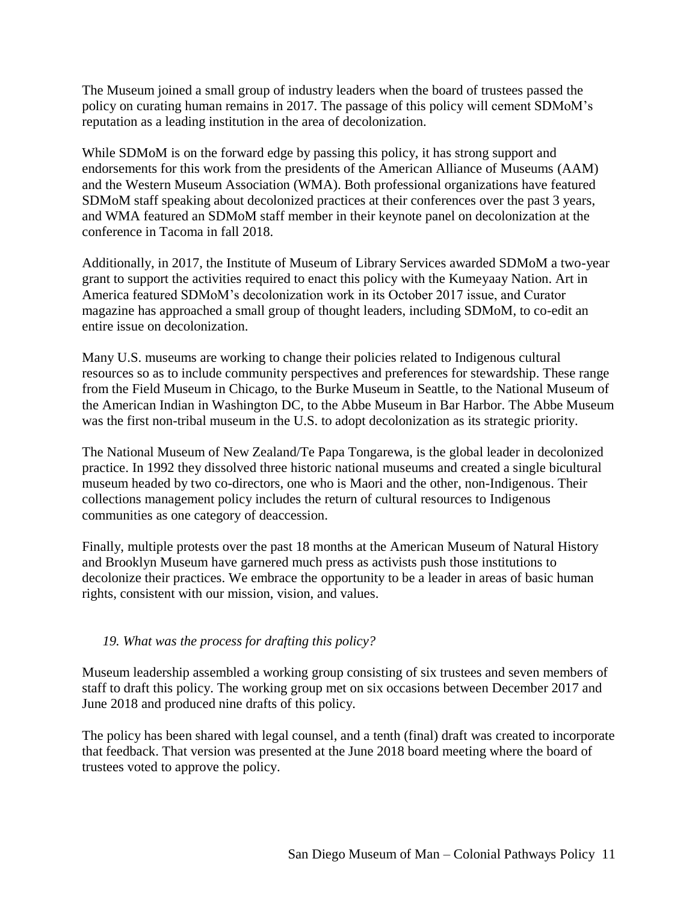The Museum joined a small group of industry leaders when the board of trustees passed the policy on curating human remains in 2017. The passage of this policy will cement SDMoM's reputation as a leading institution in the area of decolonization.

While SDMoM is on the forward edge by passing this policy, it has strong support and endorsements for this work from the presidents of the American Alliance of Museums (AAM) and the Western Museum Association (WMA). Both professional organizations have featured SDMoM staff speaking about decolonized practices at their conferences over the past 3 years, and WMA featured an SDMoM staff member in their keynote panel on decolonization at the conference in Tacoma in fall 2018.

Additionally, in 2017, the Institute of Museum of Library Services awarded SDMoM a two-year grant to support the activities required to enact this policy with the Kumeyaay Nation. Art in America featured SDMoM's decolonization work in its October 2017 issue, and Curator magazine has approached a small group of thought leaders, including SDMoM, to co-edit an entire issue on decolonization.

Many U.S. museums are working to change their policies related to Indigenous cultural resources so as to include community perspectives and preferences for stewardship. These range from the Field Museum in Chicago, to the Burke Museum in Seattle, to the National Museum of the American Indian in Washington DC, to the Abbe Museum in Bar Harbor. The Abbe Museum was the first non-tribal museum in the U.S. to adopt decolonization as its strategic priority.

The National Museum of New Zealand/Te Papa Tongarewa, is the global leader in decolonized practice. In 1992 they dissolved three historic national museums and created a single bicultural museum headed by two co-directors, one who is Maori and the other, non-Indigenous. Their collections management policy includes the return of cultural resources to Indigenous communities as one category of deaccession.

Finally, multiple protests over the past 18 months at the American Museum of Natural History and Brooklyn Museum have garnered much press as activists push those institutions to decolonize their practices. We embrace the opportunity to be a leader in areas of basic human rights, consistent with our mission, vision, and values.

*19. What was the process for drafting this policy?*

Museum leadership assembled a working group consisting of six trustees and seven members of staff to draft this policy. The working group met on six occasions between December 2017 and June 2018 and produced nine drafts of this policy.

The policy has been shared with legal counsel, and a tenth (final) draft was created to incorporate that feedback. That version was presented at the June 2018 board meeting where the board of trustees voted to approve the policy.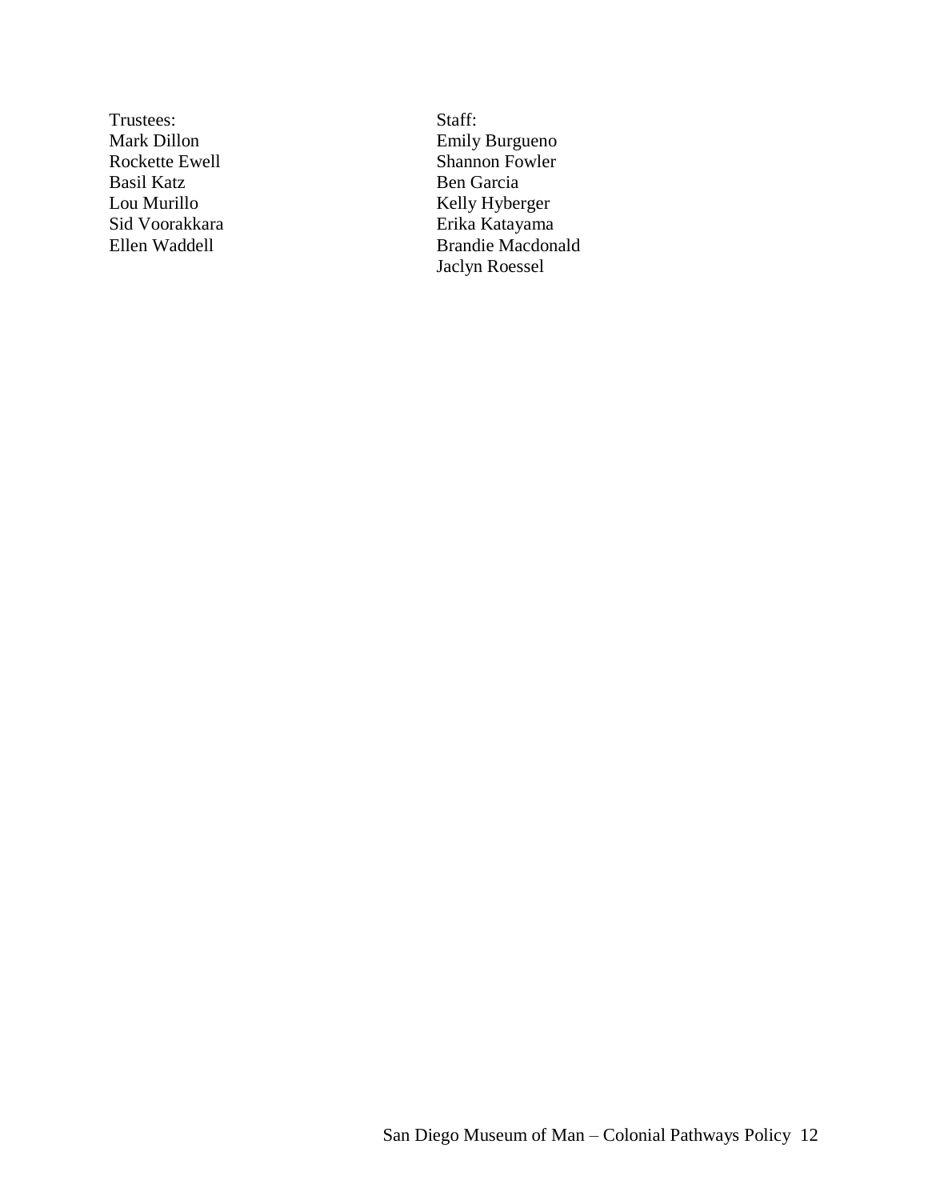Trustees:
Mark Dillon
Rockette Ewell
Basil Katz
Lou Murillo
Sid Voorakkara
Ellen Waddell

Staff:
Emily Burgueno
Shannon Fowler
Ben Garcia
Kelly Hyberger
Erika Katayama
Brandie Macdonald
Jaclyn Roessel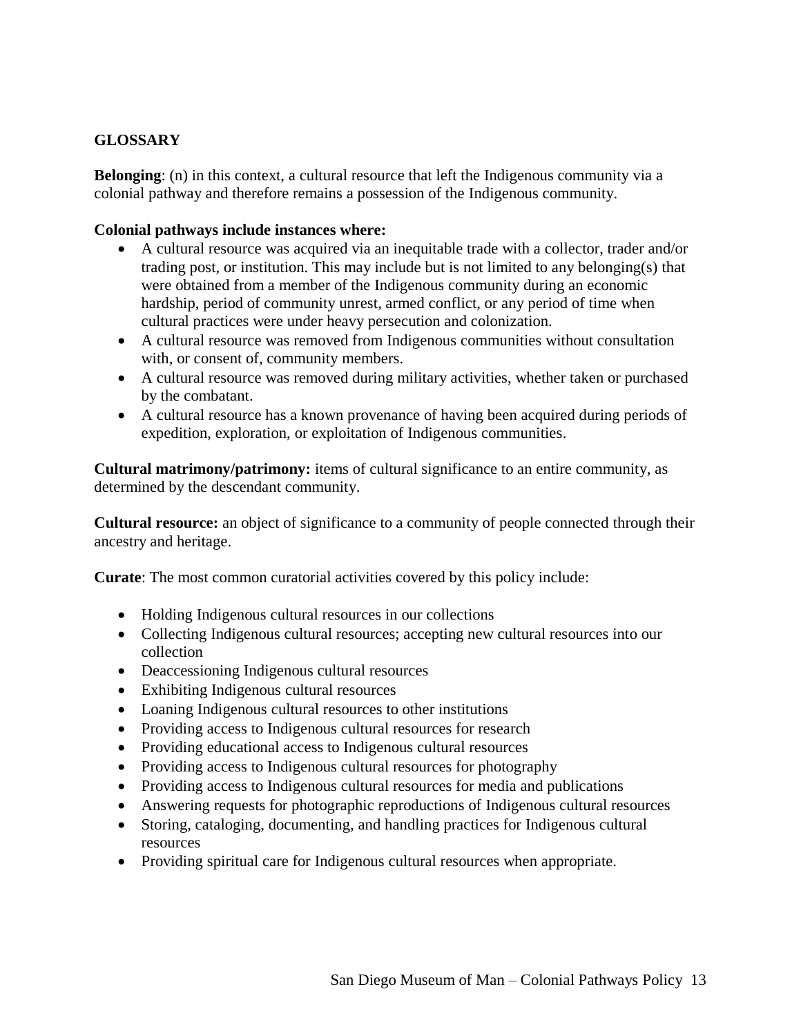## GLOSSARY

**Belonging**: (n) in this context, a cultural resource that left the Indigenous community via a colonial pathway and therefore remains a possession of the Indigenous community.

**Colonial pathways include instances where:**

- A cultural resource was acquired via an inequitable trade with a collector, trader and/or trading post, or institution. This may include but is not limited to any belonging(s) that were obtained from a member of the Indigenous community during an economic hardship, period of community unrest, armed conflict, or any period of time when cultural practices were under heavy persecution and colonization.
- A cultural resource was removed from Indigenous communities without consultation with, or consent of, community members.
- A cultural resource was removed during military activities, whether taken or purchased by the combatant.
- A cultural resource has a known provenance of having been acquired during periods of expedition, exploration, or exploitation of Indigenous communities.

**Cultural matrimony/patrimony:** items of cultural significance to an entire community, as determined by the descendant community.

**Cultural resource:** an object of significance to a community of people connected through their ancestry and heritage.

**Curate**: The most common curatorial activities covered by this policy include:

- Holding Indigenous cultural resources in our collections
- Collecting Indigenous cultural resources; accepting new cultural resources into our collection
- Deaccessioning Indigenous cultural resources
- Exhibiting Indigenous cultural resources
- Loaning Indigenous cultural resources to other institutions
- Providing access to Indigenous cultural resources for research
- Providing educational access to Indigenous cultural resources
- Providing access to Indigenous cultural resources for photography
- Providing access to Indigenous cultural resources for media and publications
- Answering requests for photographic reproductions of Indigenous cultural resources
- Storing, cataloging, documenting, and handling practices for Indigenous cultural resources
- Providing spiritual care for Indigenous cultural resources when appropriate.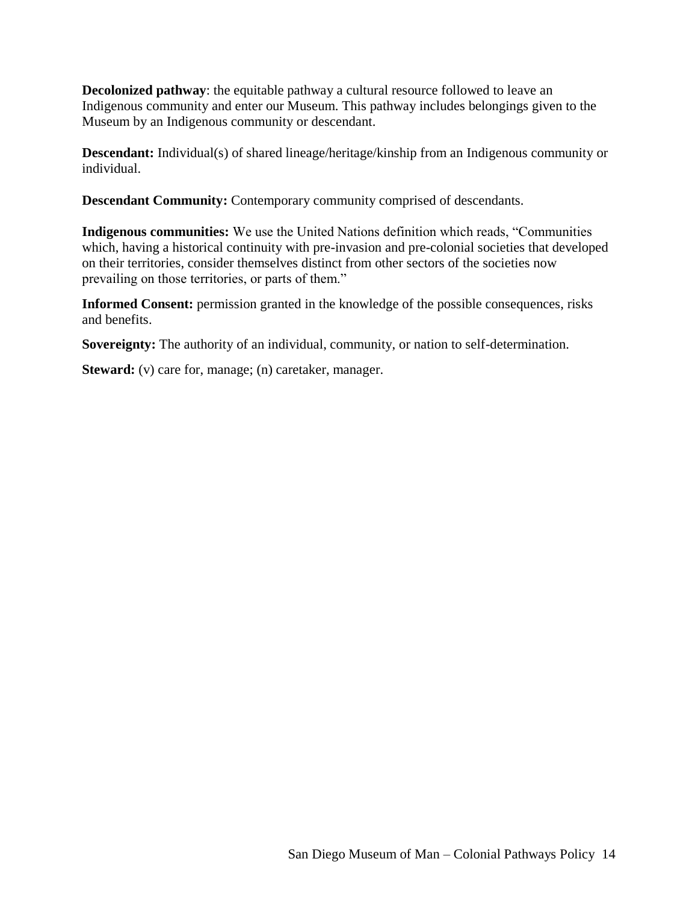**Decolonized pathway**: the equitable pathway a cultural resource followed to leave an Indigenous community and enter our Museum. This pathway includes belongings given to the Museum by an Indigenous community or descendant.

**Descendant:** Individual(s) of shared lineage/heritage/kinship from an Indigenous community or individual.

**Descendant Community:** Contemporary community comprised of descendants.

**Indigenous communities:** We use the United Nations definition which reads, "Communities which, having a historical continuity with pre-invasion and pre-colonial societies that developed on their territories, consider themselves distinct from other sectors of the societies now prevailing on those territories, or parts of them."

**Informed Consent:** permission granted in the knowledge of the possible consequences, risks and benefits.

**Sovereignty:** The authority of an individual, community, or nation to self-determination.

**Steward:** (v) care for, manage; (n) caretaker, manager.